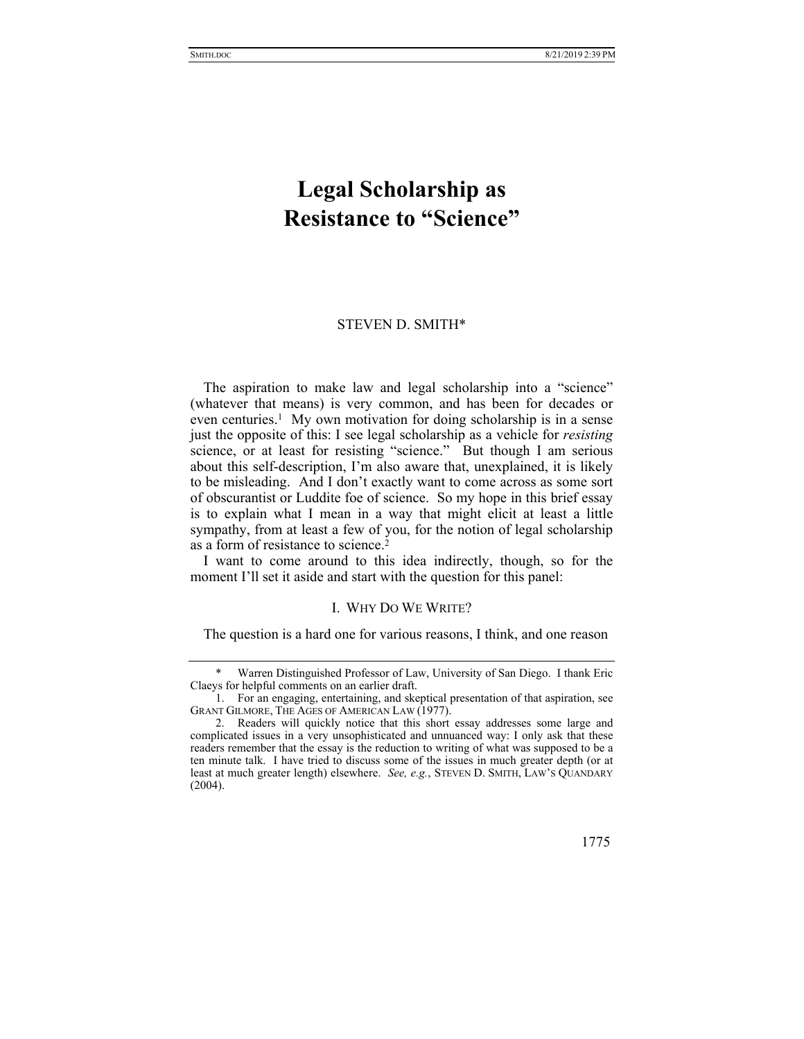# Legal Scholarship as Resistance to "Science"

STEVEN D. SMITH*

The aspiration to make law and legal scholarship into a "science" (whatever that means) is very common, and has been for decades or even centuries.[1] My own motivation for doing scholarship is in a sense just the opposite of this: I see legal scholarship as a vehicle for *resisting* science, or at least for resisting "science." But though I am serious about this self-description, I'm also aware that, unexplained, it is likely to be misleading. And I don't exactly want to come across as some sort of obscurantist or Luddite foe of science. So my hope in this brief essay is to explain what I mean in a way that might elicit at least a little sympathy, from at least a few of you, for the notion of legal scholarship as a form of resistance to science.[2]

I want to come around to this idea indirectly, though, so for the moment I'll set it aside and start with the question for this panel:

## I. WHY DO WE WRITE?

The question is a hard one for various reasons, I think, and one reason

---

\* Warren Distinguished Professor of Law, University of San Diego. I thank Eric Claeys for helpful comments on an earlier draft.

1. For an engaging, entertaining, and skeptical presentation of that aspiration, see GRANT GILMORE, THE AGES OF AMERICAN LAW (1977).

2. Readers will quickly notice that this short essay addresses some large and complicated issues in a very unsophisticated and unnuanced way: I only ask that these readers remember that the essay is the reduction to writing of what was supposed to be a ten minute talk. I have tried to discuss some of the issues in much greater depth (or at least at much greater length) elsewhere. *See, e.g.*, STEVEN D. SMITH, LAW'S QUANDARY (2004).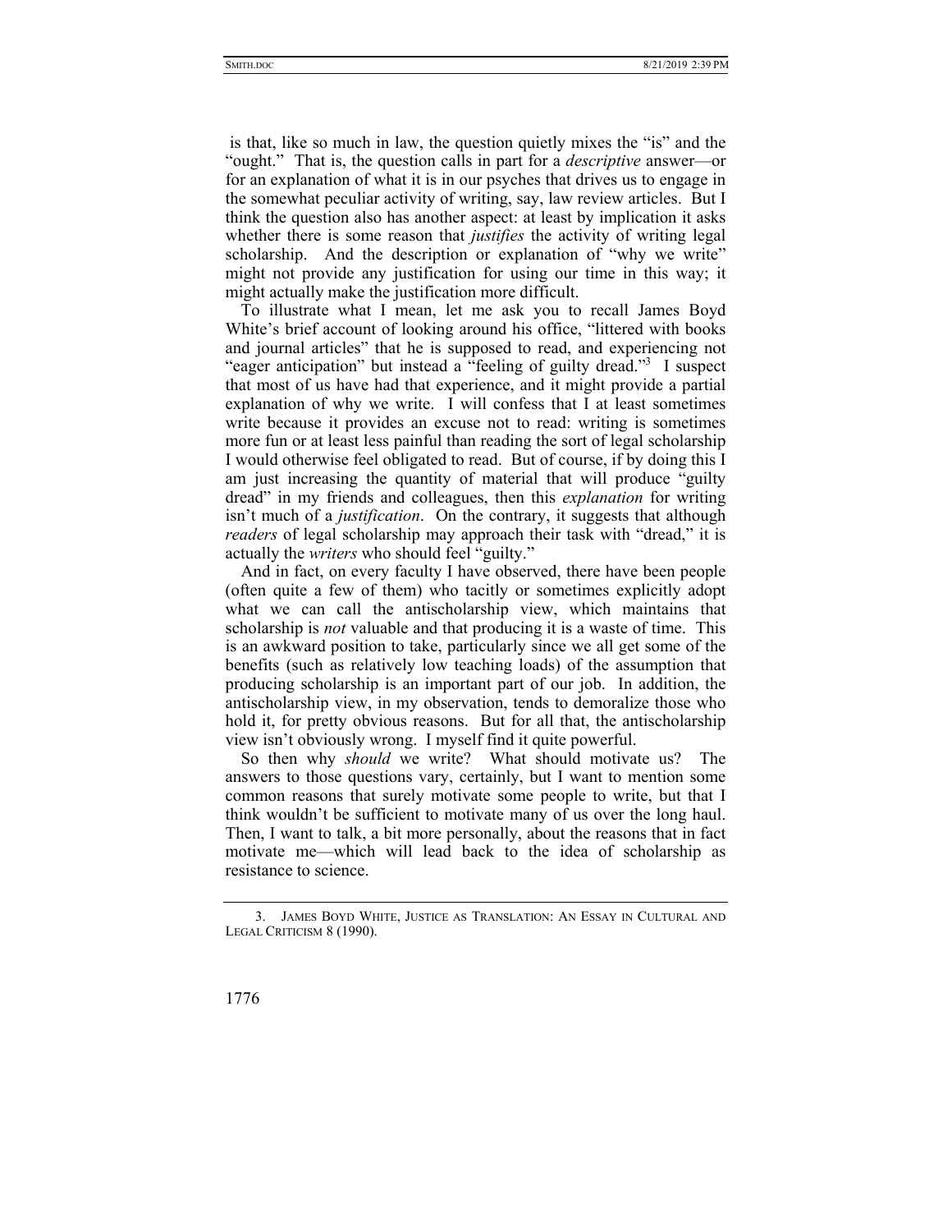is that, like so much in law, the question quietly mixes the "is" and the "ought." That is, the question calls in part for a *descriptive* answer—or for an explanation of what it is in our psyches that drives us to engage in the somewhat peculiar activity of writing, say, law review articles. But I think the question also has another aspect: at least by implication it asks whether there is some reason that *justifies* the activity of writing legal scholarship. And the description or explanation of "why we write" might not provide any justification for using our time in this way; it might actually make the justification more difficult.

To illustrate what I mean, let me ask you to recall James Boyd White's brief account of looking around his office, "littered with books and journal articles" that he is supposed to read, and experiencing not "eager anticipation" but instead a "feeling of guilty dread."[3] I suspect that most of us have had that experience, and it might provide a partial explanation of why we write. I will confess that I at least sometimes write because it provides an excuse not to read: writing is sometimes more fun or at least less painful than reading the sort of legal scholarship I would otherwise feel obligated to read. But of course, if by doing this I am just increasing the quantity of material that will produce "guilty dread" in my friends and colleagues, then this *explanation* for writing isn't much of a *justification*. On the contrary, it suggests that although *readers* of legal scholarship may approach their task with "dread," it is actually the *writers* who should feel "guilty."

And in fact, on every faculty I have observed, there have been people (often quite a few of them) who tacitly or sometimes explicitly adopt what we can call the antischolarship view, which maintains that scholarship is *not* valuable and that producing it is a waste of time. This is an awkward position to take, particularly since we all get some of the benefits (such as relatively low teaching loads) of the assumption that producing scholarship is an important part of our job. In addition, the antischolarship view, in my observation, tends to demoralize those who hold it, for pretty obvious reasons. But for all that, the antischolarship view isn't obviously wrong. I myself find it quite powerful.

So then why *should* we write? What should motivate us? The answers to those questions vary, certainly, but I want to mention some common reasons that surely motivate some people to write, but that I think wouldn't be sufficient to motivate many of us over the long haul. Then, I want to talk, a bit more personally, about the reasons that in fact motivate me—which will lead back to the idea of scholarship as resistance to science.

3. James Boyd White, Justice as Translation: An Essay in Cultural and Legal Criticism 8 (1990).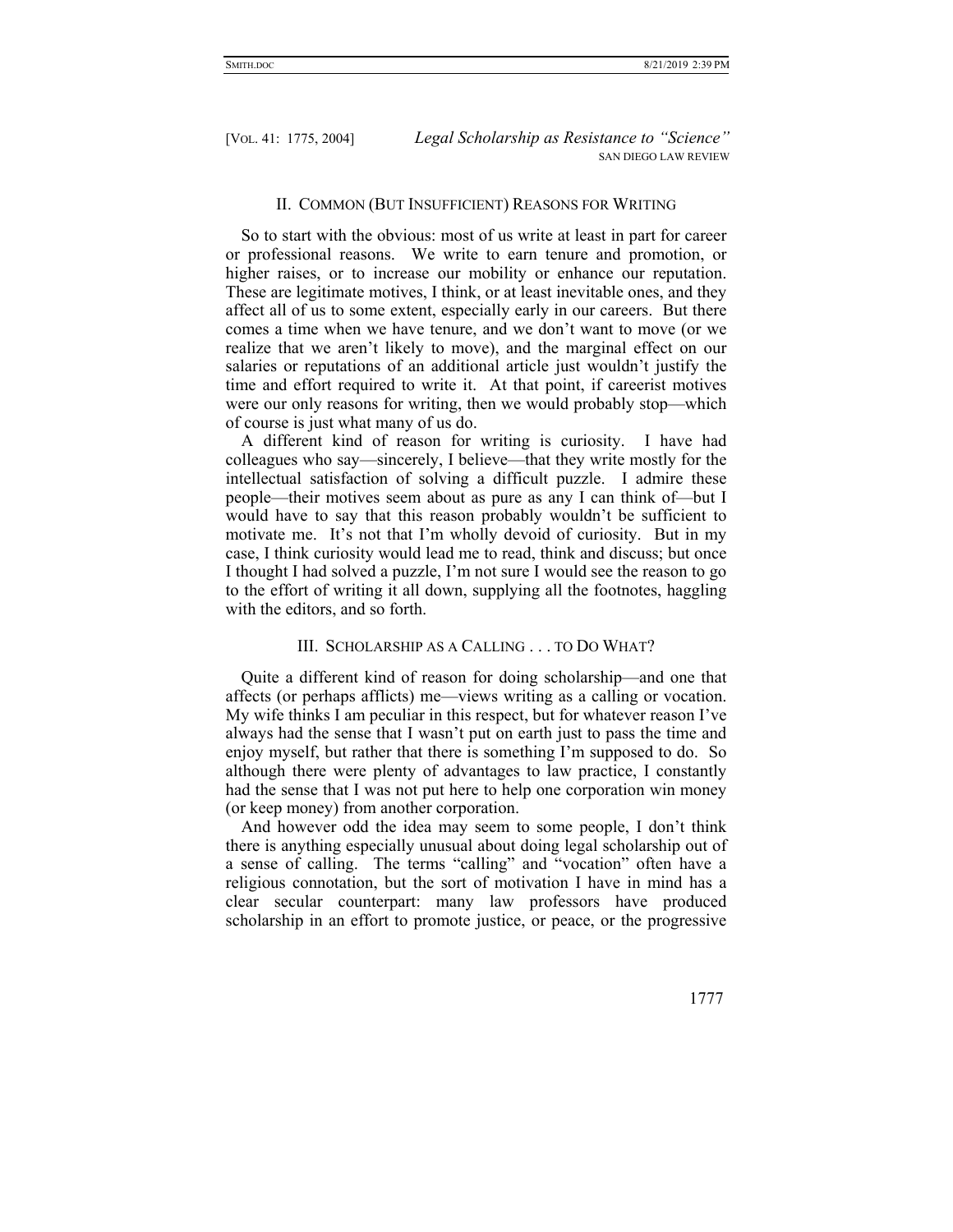## II. Common (But Insufficient) Reasons for Writing

So to start with the obvious: most of us write at least in part for career or professional reasons. We write to earn tenure and promotion, or higher raises, or to increase our mobility or enhance our reputation. These are legitimate motives, I think, or at least inevitable ones, and they affect all of us to some extent, especially early in our careers. But there comes a time when we have tenure, and we don't want to move (or we realize that we aren't likely to move), and the marginal effect on our salaries or reputations of an additional article just wouldn't justify the time and effort required to write it. At that point, if careerist motives were our only reasons for writing, then we would probably stop—which of course is just what many of us do.

A different kind of reason for writing is curiosity. I have had colleagues who say—sincerely, I believe—that they write mostly for the intellectual satisfaction of solving a difficult puzzle. I admire these people—their motives seem about as pure as any I can think of—but I would have to say that this reason probably wouldn't be sufficient to motivate me. It's not that I'm wholly devoid of curiosity. But in my case, I think curiosity would lead me to read, think and discuss; but once I thought I had solved a puzzle, I'm not sure I would see the reason to go to the effort of writing it all down, supplying all the footnotes, haggling with the editors, and so forth.

## III. Scholarship as a Calling . . . to Do What?

Quite a different kind of reason for doing scholarship—and one that affects (or perhaps afflicts) me—views writing as a calling or vocation. My wife thinks I am peculiar in this respect, but for whatever reason I've always had the sense that I wasn't put on earth just to pass the time and enjoy myself, but rather that there is something I'm supposed to do. So although there were plenty of advantages to law practice, I constantly had the sense that I was not put here to help one corporation win money (or keep money) from another corporation.

And however odd the idea may seem to some people, I don't think there is anything especially unusual about doing legal scholarship out of a sense of calling. The terms "calling" and "vocation" often have a religious connotation, but the sort of motivation I have in mind has a clear secular counterpart: many law professors have produced scholarship in an effort to promote justice, or peace, or the progressive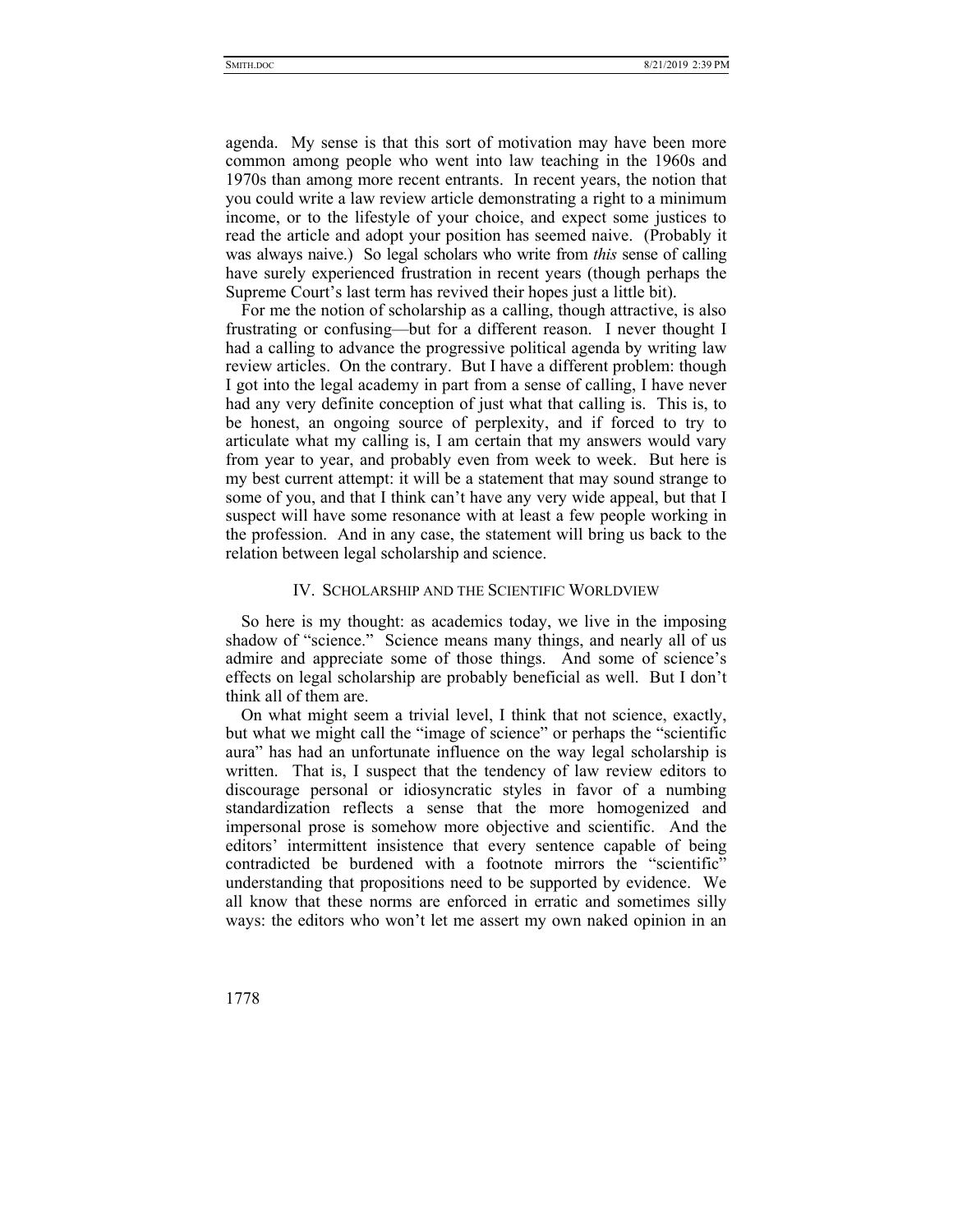agenda. My sense is that this sort of motivation may have been more common among people who went into law teaching in the 1960s and 1970s than among more recent entrants. In recent years, the notion that you could write a law review article demonstrating a right to a minimum income, or to the lifestyle of your choice, and expect some justices to read the article and adopt your position has seemed naive. (Probably it was always naive.) So legal scholars who write from *this* sense of calling have surely experienced frustration in recent years (though perhaps the Supreme Court's last term has revived their hopes just a little bit).

For me the notion of scholarship as a calling, though attractive, is also frustrating or confusing—but for a different reason. I never thought I had a calling to advance the progressive political agenda by writing law review articles. On the contrary. But I have a different problem: though I got into the legal academy in part from a sense of calling, I have never had any very definite conception of just what that calling is. This is, to be honest, an ongoing source of perplexity, and if forced to try to articulate what my calling is, I am certain that my answers would vary from year to year, and probably even from week to week. But here is my best current attempt: it will be a statement that may sound strange to some of you, and that I think can't have any very wide appeal, but that I suspect will have some resonance with at least a few people working in the profession. And in any case, the statement will bring us back to the relation between legal scholarship and science.

## IV. Scholarship and the Scientific Worldview

So here is my thought: as academics today, we live in the imposing shadow of "science." Science means many things, and nearly all of us admire and appreciate some of those things. And some of science's effects on legal scholarship are probably beneficial as well. But I don't think all of them are.

On what might seem a trivial level, I think that not science, exactly, but what we might call the "image of science" or perhaps the "scientific aura" has had an unfortunate influence on the way legal scholarship is written. That is, I suspect that the tendency of law review editors to discourage personal or idiosyncratic styles in favor of a numbing standardization reflects a sense that the more homogenized and impersonal prose is somehow more objective and scientific. And the editors' intermittent insistence that every sentence capable of being contradicted be burdened with a footnote mirrors the "scientific" understanding that propositions need to be supported by evidence. We all know that these norms are enforced in erratic and sometimes silly ways: the editors who won't let me assert my own naked opinion in an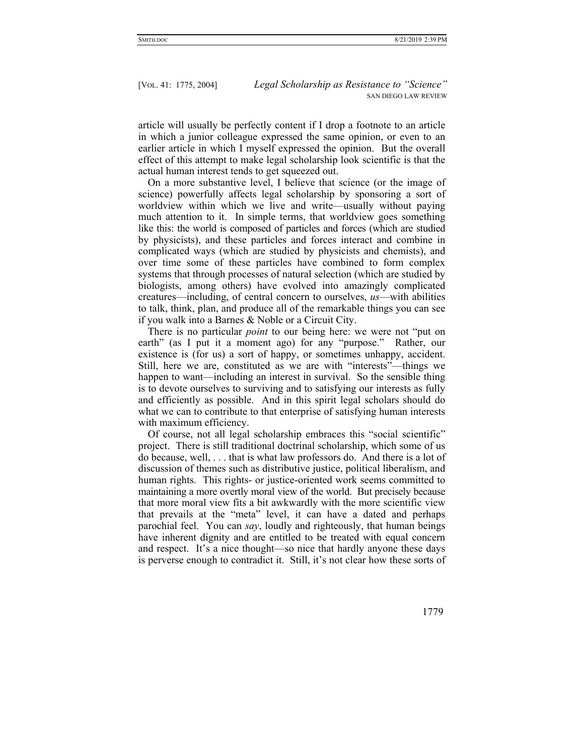article will usually be perfectly content if I drop a footnote to an article in which a junior colleague expressed the same opinion, or even to an earlier article in which I myself expressed the opinion. But the overall effect of this attempt to make legal scholarship look scientific is that the actual human interest tends to get squeezed out.

On a more substantive level, I believe that science (or the image of science) powerfully affects legal scholarship by sponsoring a sort of worldview within which we live and write—usually without paying much attention to it. In simple terms, that worldview goes something like this: the world is composed of particles and forces (which are studied by physicists), and these particles and forces interact and combine in complicated ways (which are studied by physicists and chemists), and over time some of these particles have combined to form complex systems that through processes of natural selection (which are studied by biologists, among others) have evolved into amazingly complicated creatures—including, of central concern to ourselves, *us*—with abilities to talk, think, plan, and produce all of the remarkable things you can see if you walk into a Barnes & Noble or a Circuit City.

There is no particular *point* to our being here: we were not "put on earth" (as I put it a moment ago) for any "purpose." Rather, our existence is (for us) a sort of happy, or sometimes unhappy, accident. Still, here we are, constituted as we are with "interests"—things we happen to want—including an interest in survival. So the sensible thing is to devote ourselves to surviving and to satisfying our interests as fully and efficiently as possible. And in this spirit legal scholars should do what we can to contribute to that enterprise of satisfying human interests with maximum efficiency.

Of course, not all legal scholarship embraces this "social scientific" project. There is still traditional doctrinal scholarship, which some of us do because, well, . . . that is what law professors do. And there is a lot of discussion of themes such as distributive justice, political liberalism, and human rights. This rights- or justice-oriented work seems committed to maintaining a more overtly moral view of the world. But precisely because that more moral view fits a bit awkwardly with the more scientific view that prevails at the "meta" level, it can have a dated and perhaps parochial feel. You can *say*, loudly and righteously, that human beings have inherent dignity and are entitled to be treated with equal concern and respect. It's a nice thought—so nice that hardly anyone these days is perverse enough to contradict it. Still, it's not clear how these sorts of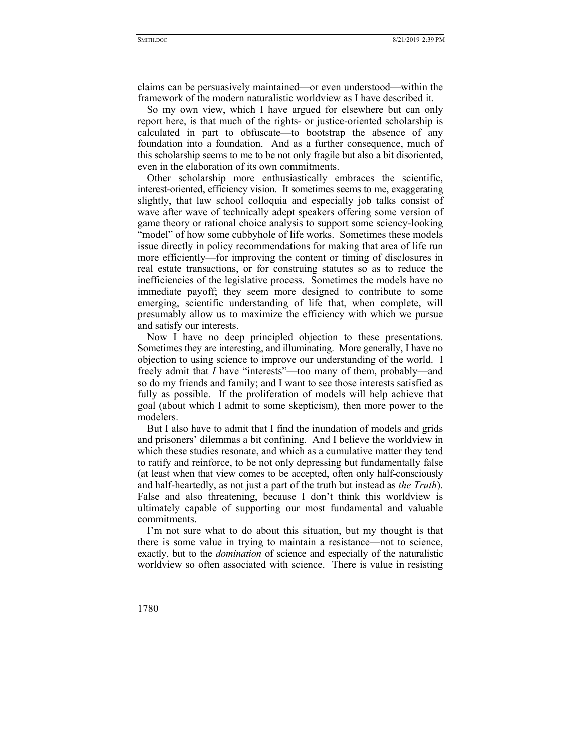claims can be persuasively maintained—or even understood—within the framework of the modern naturalistic worldview as I have described it.

So my own view, which I have argued for elsewhere but can only report here, is that much of the rights- or justice-oriented scholarship is calculated in part to obfuscate—to bootstrap the absence of any foundation into a foundation. And as a further consequence, much of this scholarship seems to me to be not only fragile but also a bit disoriented, even in the elaboration of its own commitments.

Other scholarship more enthusiastically embraces the scientific, interest-oriented, efficiency vision. It sometimes seems to me, exaggerating slightly, that law school colloquia and especially job talks consist of wave after wave of technically adept speakers offering some version of game theory or rational choice analysis to support some sciency-looking "model" of how some cubbyhole of life works. Sometimes these models issue directly in policy recommendations for making that area of life run more efficiently—for improving the content or timing of disclosures in real estate transactions, or for construing statutes so as to reduce the inefficiencies of the legislative process. Sometimes the models have no immediate payoff; they seem more designed to contribute to some emerging, scientific understanding of life that, when complete, will presumably allow us to maximize the efficiency with which we pursue and satisfy our interests.

Now I have no deep principled objection to these presentations. Sometimes they are interesting, and illuminating. More generally, I have no objection to using science to improve our understanding of the world. I freely admit that *I* have "interests"—too many of them, probably—and so do my friends and family; and I want to see those interests satisfied as fully as possible. If the proliferation of models will help achieve that goal (about which I admit to some skepticism), then more power to the modelers.

But I also have to admit that I find the inundation of models and grids and prisoners' dilemmas a bit confining. And I believe the worldview in which these studies resonate, and which as a cumulative matter they tend to ratify and reinforce, to be not only depressing but fundamentally false (at least when that view comes to be accepted, often only half-consciously and half-heartedly, as not just a part of the truth but instead as *the Truth*). False and also threatening, because I don't think this worldview is ultimately capable of supporting our most fundamental and valuable commitments.

I'm not sure what to do about this situation, but my thought is that there is some value in trying to maintain a resistance—not to science, exactly, but to the *domination* of science and especially of the naturalistic worldview so often associated with science. There is value in resisting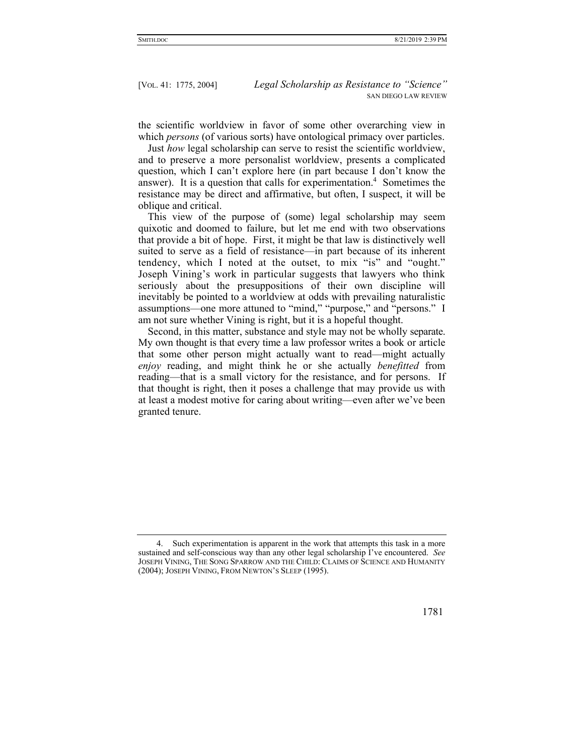the scientific worldview in favor of some other overarching view in which *persons* (of various sorts) have ontological primacy over particles.

Just *how* legal scholarship can serve to resist the scientific worldview, and to preserve a more personalist worldview, presents a complicated question, which I can't explore here (in part because I don't know the answer). It is a question that calls for experimentation.[4] Sometimes the resistance may be direct and affirmative, but often, I suspect, it will be oblique and critical.

This view of the purpose of (some) legal scholarship may seem quixotic and doomed to failure, but let me end with two observations that provide a bit of hope. First, it might be that law is distinctively well suited to serve as a field of resistance—in part because of its inherent tendency, which I noted at the outset, to mix "is" and "ought." Joseph Vining's work in particular suggests that lawyers who think seriously about the presuppositions of their own discipline will inevitably be pointed to a worldview at odds with prevailing naturalistic assumptions—one more attuned to "mind," "purpose," and "persons." I am not sure whether Vining is right, but it is a hopeful thought.

Second, in this matter, substance and style may not be wholly separate. My own thought is that every time a law professor writes a book or article that some other person might actually want to read—might actually *enjoy* reading, and might think he or she actually *benefitted* from reading—that is a small victory for the resistance, and for persons. If that thought is right, then it poses a challenge that may provide us with at least a modest motive for caring about writing—even after we've been granted tenure.

---

4. Such experimentation is apparent in the work that attempts this task in a more sustained and self-conscious way than any other legal scholarship I've encountered. *See* JOSEPH VINING, THE SONG SPARROW AND THE CHILD: CLAIMS OF SCIENCE AND HUMANITY (2004); JOSEPH VINING, FROM NEWTON'S SLEEP (1995).